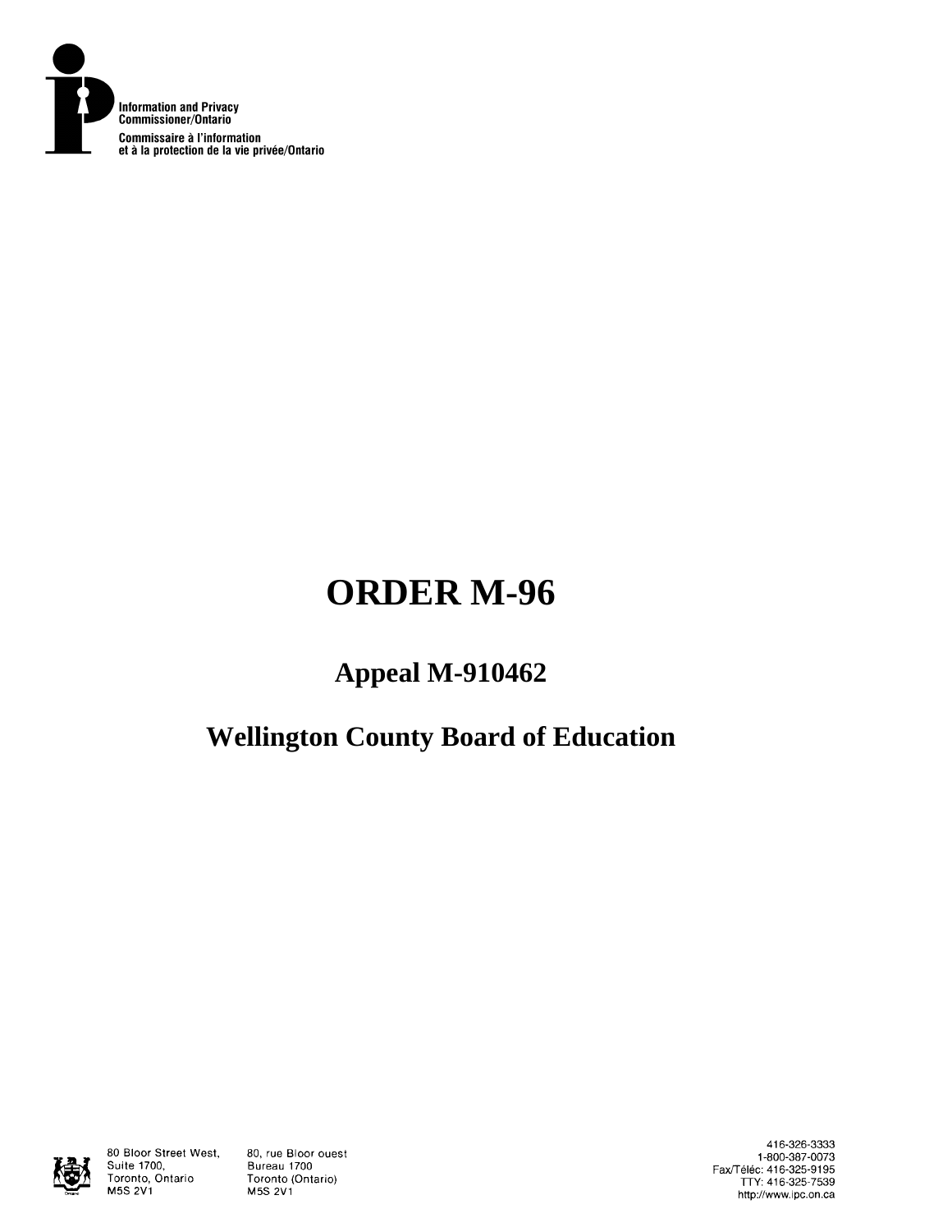Information and Privacy Commissioner/Ontario

Commissaire à l'information et à la protection de la vie privée/Ontario

# ORDER M-96

## Appeal M-910462

## Wellington County Board of Education

80 Bloor Street West, Suite 1700, Toronto, Ontario M5S 2V1

80, rue Bloor ouest Bureau 1700 Toronto (Ontario) M5S 2V1

416-326-3333
1-800-387-0073
Fax/Téléc: 416-325-9195
TTY: 416-325-7539
http://www.ipc.on.ca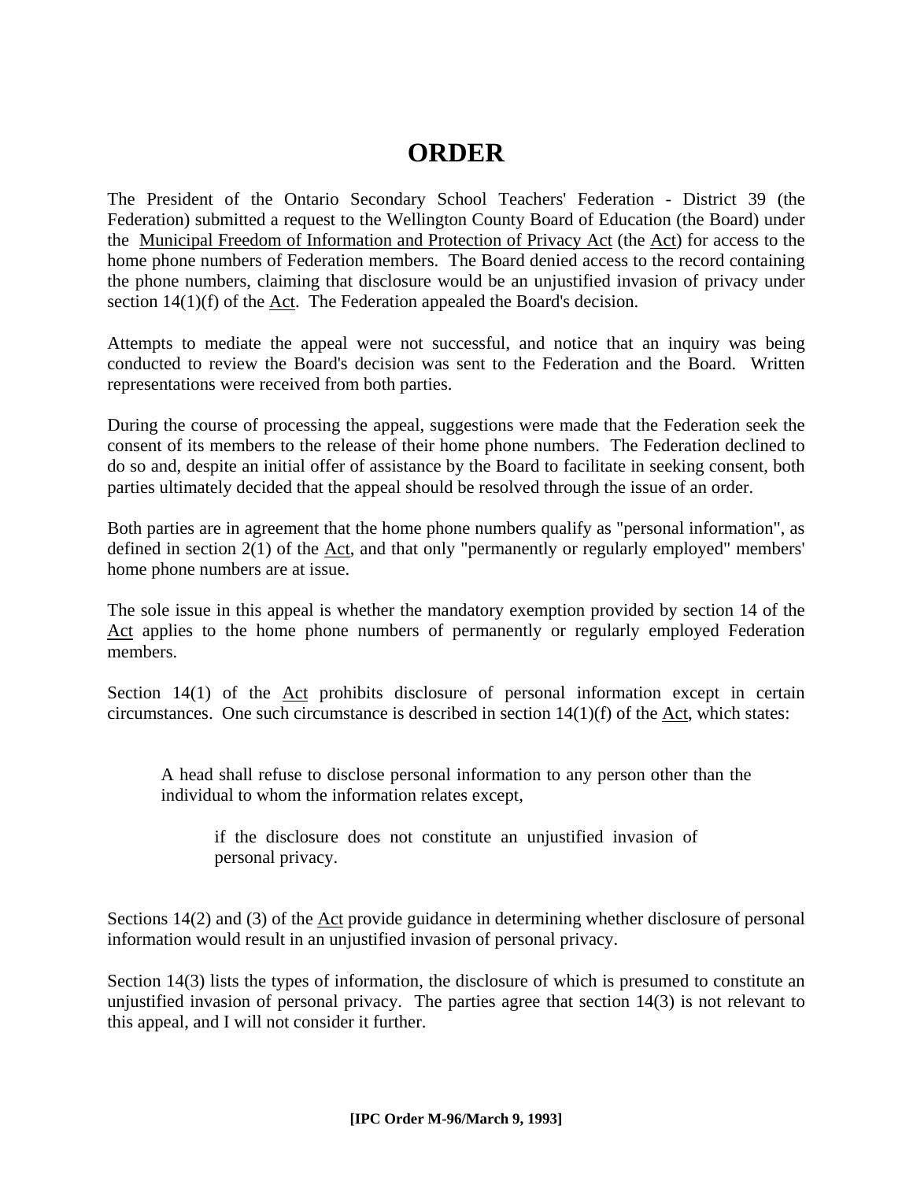# ORDER

The President of the Ontario Secondary School Teachers' Federation - District 39 (the Federation) submitted a request to the Wellington County Board of Education (the Board) under the Municipal Freedom of Information and Protection of Privacy Act (the Act) for access to the home phone numbers of Federation members. The Board denied access to the record containing the phone numbers, claiming that disclosure would be an unjustified invasion of privacy under section 14(1)(f) of the Act. The Federation appealed the Board's decision.

Attempts to mediate the appeal were not successful, and notice that an inquiry was being conducted to review the Board's decision was sent to the Federation and the Board. Written representations were received from both parties.

During the course of processing the appeal, suggestions were made that the Federation seek the consent of its members to the release of their home phone numbers. The Federation declined to do so and, despite an initial offer of assistance by the Board to facilitate in seeking consent, both parties ultimately decided that the appeal should be resolved through the issue of an order.

Both parties are in agreement that the home phone numbers qualify as "personal information", as defined in section 2(1) of the Act, and that only "permanently or regularly employed" members' home phone numbers are at issue.

The sole issue in this appeal is whether the mandatory exemption provided by section 14 of the Act applies to the home phone numbers of permanently or regularly employed Federation members.

Section 14(1) of the Act prohibits disclosure of personal information except in certain circumstances. One such circumstance is described in section 14(1)(f) of the Act, which states:

> A head shall refuse to disclose personal information to any person other than the individual to whom the information relates except,
>
> > if the disclosure does not constitute an unjustified invasion of personal privacy.

Sections 14(2) and (3) of the Act provide guidance in determining whether disclosure of personal information would result in an unjustified invasion of personal privacy.

Section 14(3) lists the types of information, the disclosure of which is presumed to constitute an unjustified invasion of personal privacy. The parties agree that section 14(3) is not relevant to this appeal, and I will not consider it further.

**[IPC Order M-96/March 9, 1993]**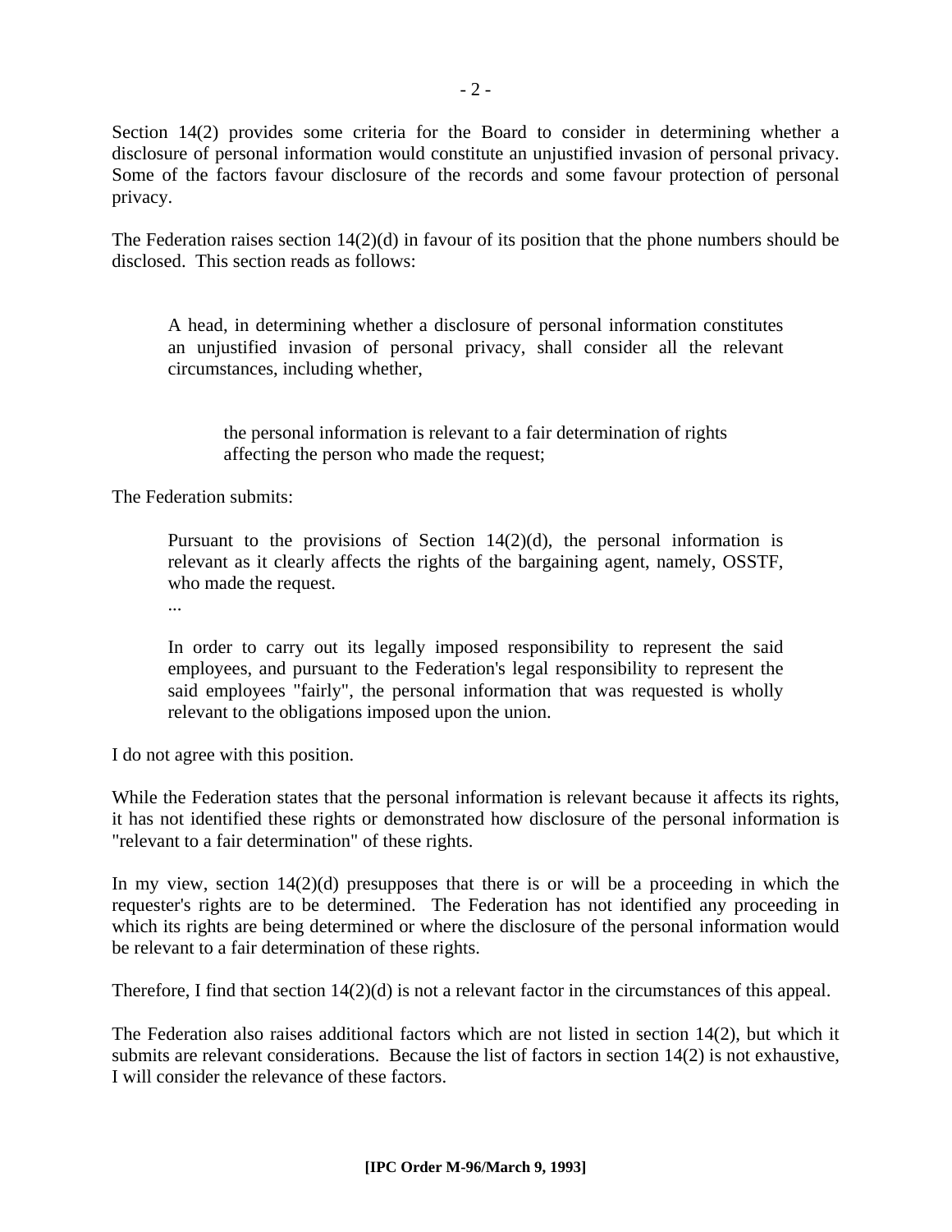Section 14(2) provides some criteria for the Board to consider in determining whether a disclosure of personal information would constitute an unjustified invasion of personal privacy. Some of the factors favour disclosure of the records and some favour protection of personal privacy.

The Federation raises section 14(2)(d) in favour of its position that the phone numbers should be disclosed. This section reads as follows:

> A head, in determining whether a disclosure of personal information constitutes an unjustified invasion of personal privacy, shall consider all the relevant circumstances, including whether,
>
> > the personal information is relevant to a fair determination of rights affecting the person who made the request;

The Federation submits:

> Pursuant to the provisions of Section 14(2)(d), the personal information is relevant as it clearly affects the rights of the bargaining agent, namely, OSSTF, who made the request.
>
> ...
>
> In order to carry out its legally imposed responsibility to represent the said employees, and pursuant to the Federation's legal responsibility to represent the said employees "fairly", the personal information that was requested is wholly relevant to the obligations imposed upon the union.

I do not agree with this position.

While the Federation states that the personal information is relevant because it affects its rights, it has not identified these rights or demonstrated how disclosure of the personal information is "relevant to a fair determination" of these rights.

In my view, section 14(2)(d) presupposes that there is or will be a proceeding in which the requester's rights are to be determined. The Federation has not identified any proceeding in which its rights are being determined or where the disclosure of the personal information would be relevant to a fair determination of these rights.

Therefore, I find that section 14(2)(d) is not a relevant factor in the circumstances of this appeal.

The Federation also raises additional factors which are not listed in section 14(2), but which it submits are relevant considerations. Because the list of factors in section 14(2) is not exhaustive, I will consider the relevance of these factors.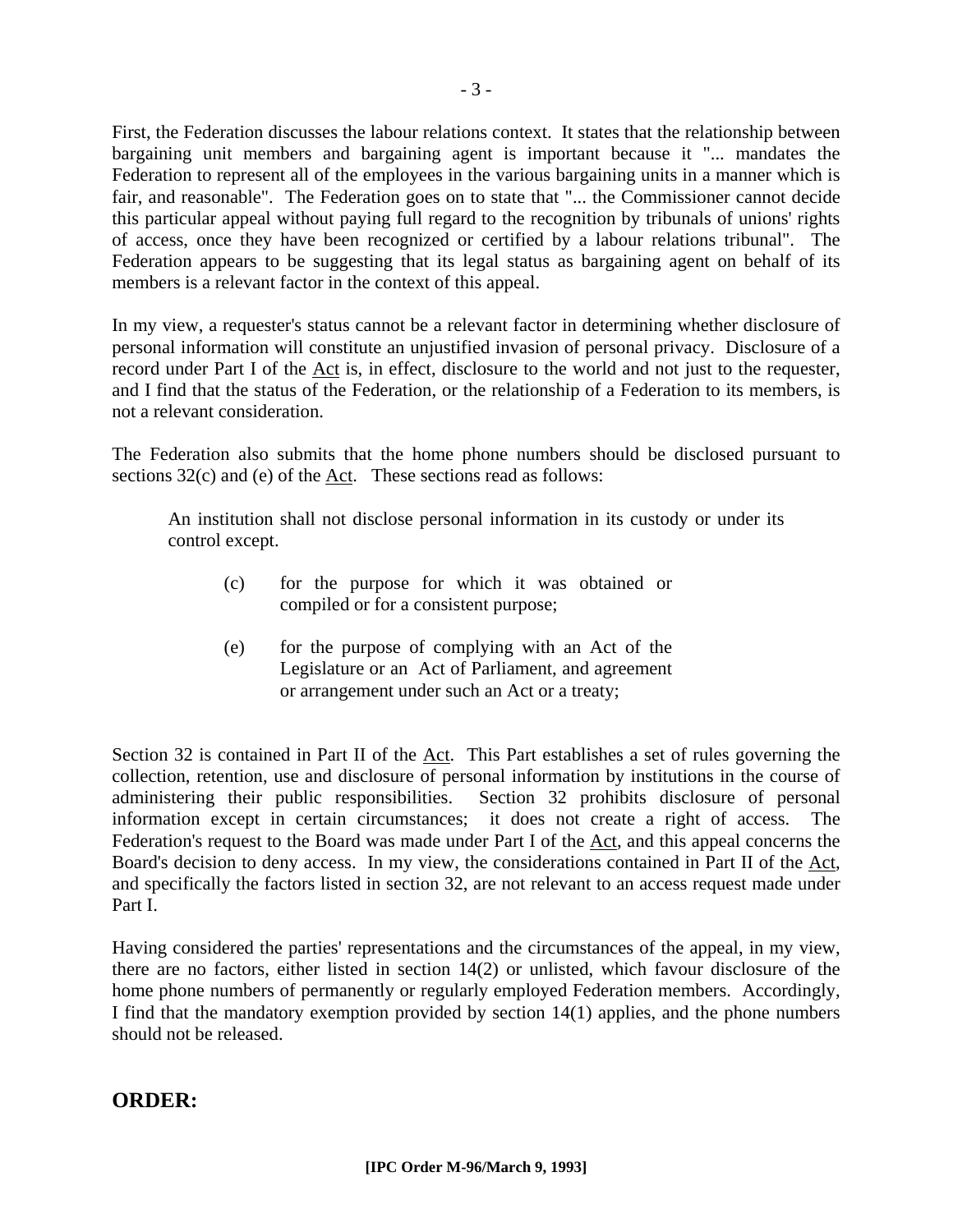First, the Federation discusses the labour relations context. It states that the relationship between bargaining unit members and bargaining agent is important because it "... mandates the Federation to represent all of the employees in the various bargaining units in a manner which is fair, and reasonable". The Federation goes on to state that "... the Commissioner cannot decide this particular appeal without paying full regard to the recognition by tribunals of unions' rights of access, once they have been recognized or certified by a labour relations tribunal". The Federation appears to be suggesting that its legal status as bargaining agent on behalf of its members is a relevant factor in the context of this appeal.

In my view, a requester's status cannot be a relevant factor in determining whether disclosure of personal information will constitute an unjustified invasion of personal privacy. Disclosure of a record under Part I of the Act is, in effect, disclosure to the world and not just to the requester, and I find that the status of the Federation, or the relationship of a Federation to its members, is not a relevant consideration.

The Federation also submits that the home phone numbers should be disclosed pursuant to sections 32(c) and (e) of the Act. These sections read as follows:

> An institution shall not disclose personal information in its custody or under its control except.
>
> (c) for the purpose for which it was obtained or compiled or for a consistent purpose;
>
> (e) for the purpose of complying with an Act of the Legislature or an Act of Parliament, and agreement or arrangement under such an Act or a treaty;

Section 32 is contained in Part II of the Act. This Part establishes a set of rules governing the collection, retention, use and disclosure of personal information by institutions in the course of administering their public responsibilities. Section 32 prohibits disclosure of personal information except in certain circumstances; it does not create a right of access. The Federation's request to the Board was made under Part I of the Act, and this appeal concerns the Board's decision to deny access. In my view, the considerations contained in Part II of the Act, and specifically the factors listed in section 32, are not relevant to an access request made under Part I.

Having considered the parties' representations and the circumstances of the appeal, in my view, there are no factors, either listed in section 14(2) or unlisted, which favour disclosure of the home phone numbers of permanently or regularly employed Federation members. Accordingly, I find that the mandatory exemption provided by section 14(1) applies, and the phone numbers should not be released.

## ORDER:

**[IPC Order M-96/March 9, 1993]**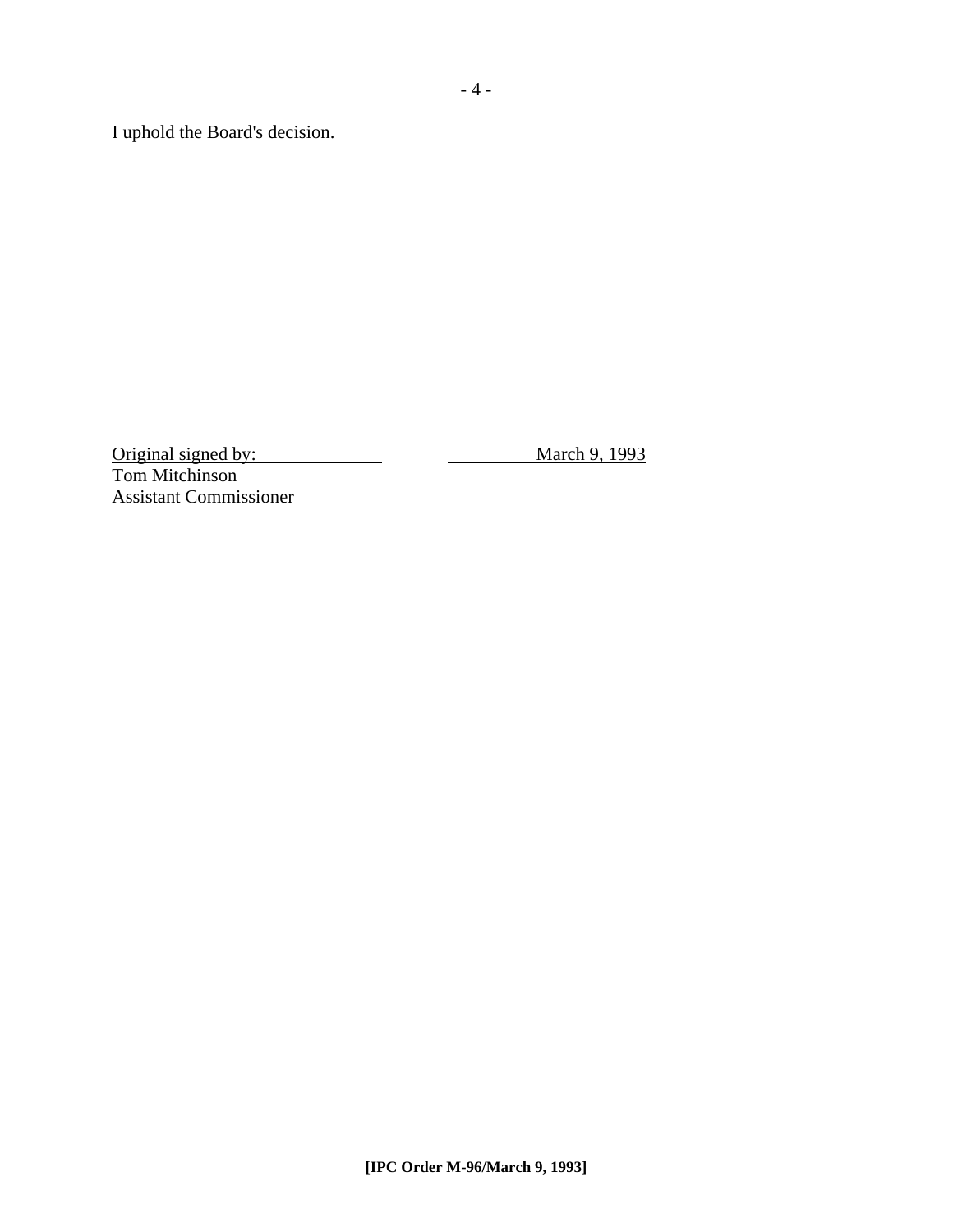I uphold the Board's decision.

Original signed by: March 9, 1993
Tom Mitchinson
Assistant Commissioner